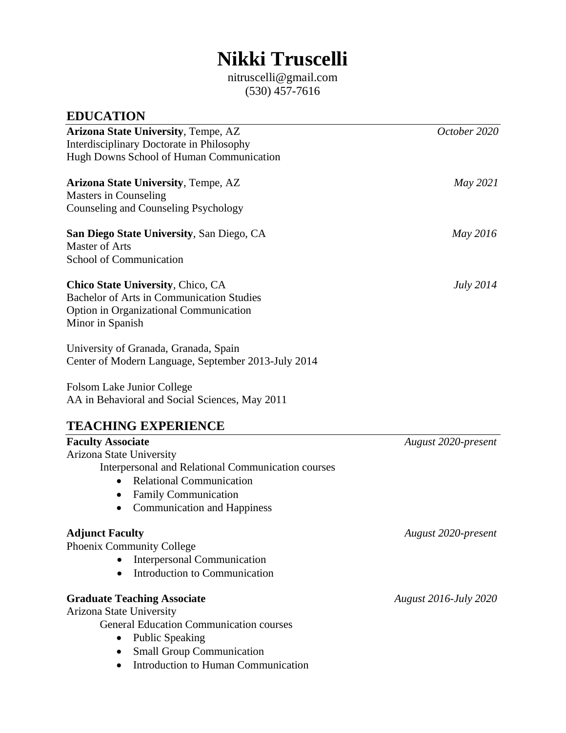# Nikki Truscelli

nitruscelli@gmail.com
(530) 457-7616

## EDUCATION

**Arizona State University**, Tempe, AZ — *October 2020*
Interdisciplinary Doctorate in Philosophy
Hugh Downs School of Human Communication

**Arizona State University**, Tempe, AZ — *May 2021*
Masters in Counseling
Counseling and Counseling Psychology

**San Diego State University**, San Diego, CA — *May 2016*
Master of Arts
School of Communication

**Chico State University**, Chico, CA — *July 2014*
Bachelor of Arts in Communication Studies
Option in Organizational Communication
Minor in Spanish

University of Granada, Granada, Spain
Center of Modern Language, September 2013-July 2014

Folsom Lake Junior College
AA in Behavioral and Social Sciences, May 2011

## TEACHING EXPERIENCE

**Faculty Associate** — *August 2020-present*
Arizona State University
Interpersonal and Relational Communication courses

- Relational Communication
- Family Communication
- Communication and Happiness

**Adjunct Faculty** — *August 2020-present*
Phoenix Community College

- Interpersonal Communication
- Introduction to Communication

**Graduate Teaching Associate** — *August 2016-July 2020*
Arizona State University
General Education Communication courses

- Public Speaking
- Small Group Communication
- Introduction to Human Communication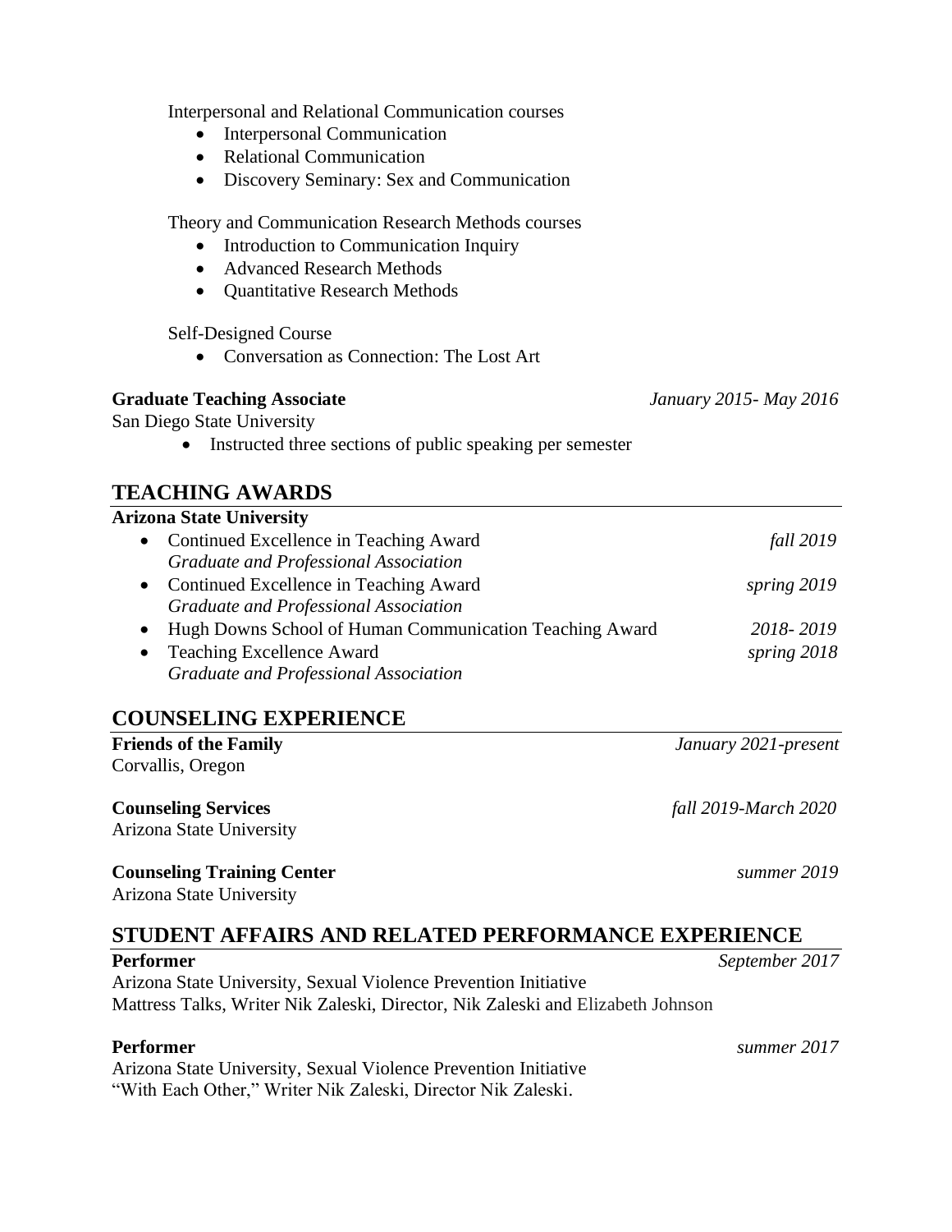Interpersonal and Relational Communication courses

- Interpersonal Communication
- Relational Communication
- Discovery Seminary: Sex and Communication

Theory and Communication Research Methods courses

- Introduction to Communication Inquiry
- Advanced Research Methods
- Quantitative Research Methods

Self-Designed Course

- Conversation as Connection: The Lost Art

**Graduate Teaching Associate** *January 2015- May 2016*
San Diego State University

- Instructed three sections of public speaking per semester

## TEACHING AWARDS

**Arizona State University**

- Continued Excellence in Teaching Award *fall 2019*
  *Graduate and Professional Association*
- Continued Excellence in Teaching Award *spring 2019*
  *Graduate and Professional Association*
- Hugh Downs School of Human Communication Teaching Award *2018- 2019*
- Teaching Excellence Award *spring 2018*
  *Graduate and Professional Association*

## COUNSELING EXPERIENCE

**Friends of the Family** *January 2021-present*
Corvallis, Oregon

**Counseling Services** *fall 2019-March 2020*
Arizona State University

**Counseling Training Center** *summer 2019*
Arizona State University

## STUDENT AFFAIRS AND RELATED PERFORMANCE EXPERIENCE

**Performer** *September 2017*
Arizona State University, Sexual Violence Prevention Initiative
Mattress Talks, Writer Nik Zaleski, Director, Nik Zaleski and Elizabeth Johnson

**Performer** *summer 2017*
Arizona State University, Sexual Violence Prevention Initiative
"With Each Other," Writer Nik Zaleski, Director Nik Zaleski.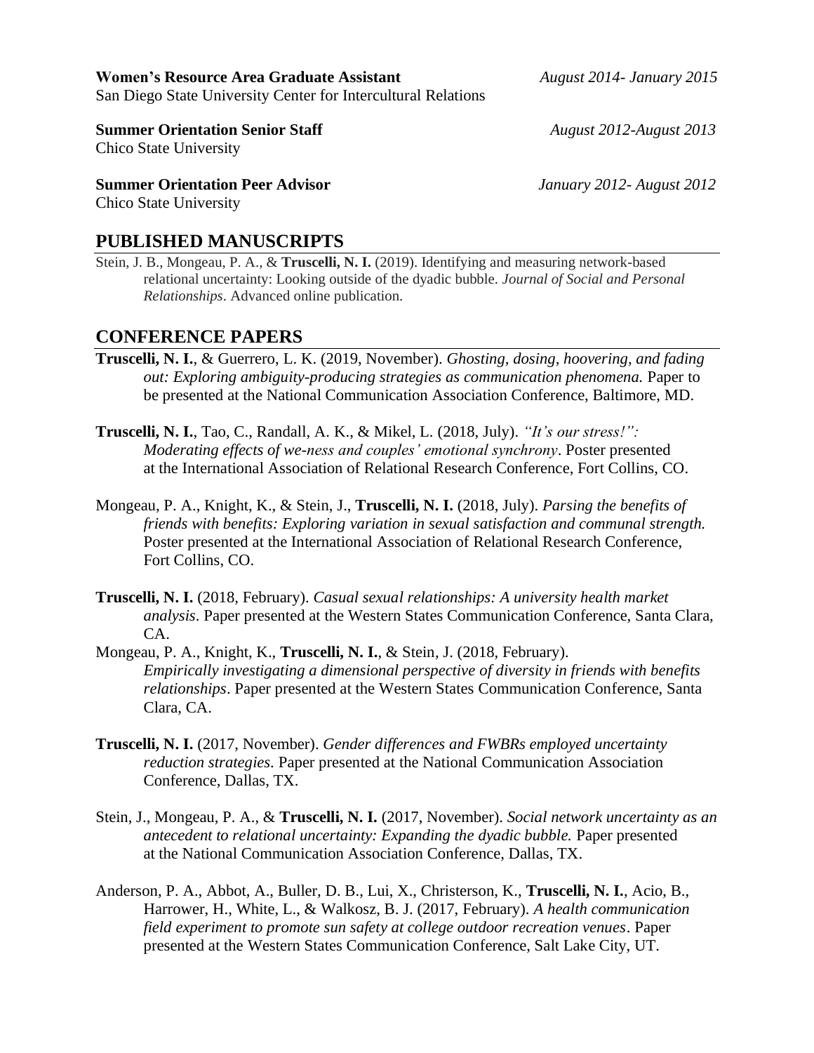**Women's Resource Area Graduate Assistant** *August 2014- January 2015*
San Diego State University Center for Intercultural Relations

**Summer Orientation Senior Staff** *August 2012-August 2013*
Chico State University

**Summer Orientation Peer Advisor** *January 2012- August 2012*
Chico State University

## PUBLISHED MANUSCRIPTS

Stein, J. B., Mongeau, P. A., & **Truscelli, N. I.** (2019). Identifying and measuring network-based relational uncertainty: Looking outside of the dyadic bubble. *Journal of Social and Personal Relationships*. Advanced online publication.

## CONFERENCE PAPERS

**Truscelli, N. I.**, & Guerrero, L. K. (2019, November). *Ghosting, dosing, hoovering, and fading out: Exploring ambiguity-producing strategies as communication phenomena.* Paper to be presented at the National Communication Association Conference, Baltimore, MD.

**Truscelli, N. I.**, Tao, C., Randall, A. K., & Mikel, L. (2018, July). *"It's our stress!": Moderating effects of we-ness and couples' emotional synchrony*. Poster presented at the International Association of Relational Research Conference, Fort Collins, CO.

Mongeau, P. A., Knight, K., & Stein, J., **Truscelli, N. I.** (2018, July). *Parsing the benefits of friends with benefits: Exploring variation in sexual satisfaction and communal strength.* Poster presented at the International Association of Relational Research Conference, Fort Collins, CO.

**Truscelli, N. I.** (2018, February). *Casual sexual relationships: A university health market analysis*. Paper presented at the Western States Communication Conference, Santa Clara, CA.

Mongeau, P. A., Knight, K., **Truscelli, N. I.**, & Stein, J. (2018, February). *Empirically investigating a dimensional perspective of diversity in friends with benefits relationships*. Paper presented at the Western States Communication Conference, Santa Clara, CA.

**Truscelli, N. I.** (2017, November). *Gender differences and FWBRs employed uncertainty reduction strategies*. Paper presented at the National Communication Association Conference, Dallas, TX.

Stein, J., Mongeau, P. A., & **Truscelli, N. I.** (2017, November). *Social network uncertainty as an antecedent to relational uncertainty: Expanding the dyadic bubble.* Paper presented at the National Communication Association Conference, Dallas, TX.

Anderson, P. A., Abbot, A., Buller, D. B., Lui, X., Christerson, K., **Truscelli, N. I.**, Acio, B., Harrower, H., White, L., & Walkosz, B. J. (2017, February). *A health communication field experiment to promote sun safety at college outdoor recreation venues*. Paper presented at the Western States Communication Conference, Salt Lake City, UT.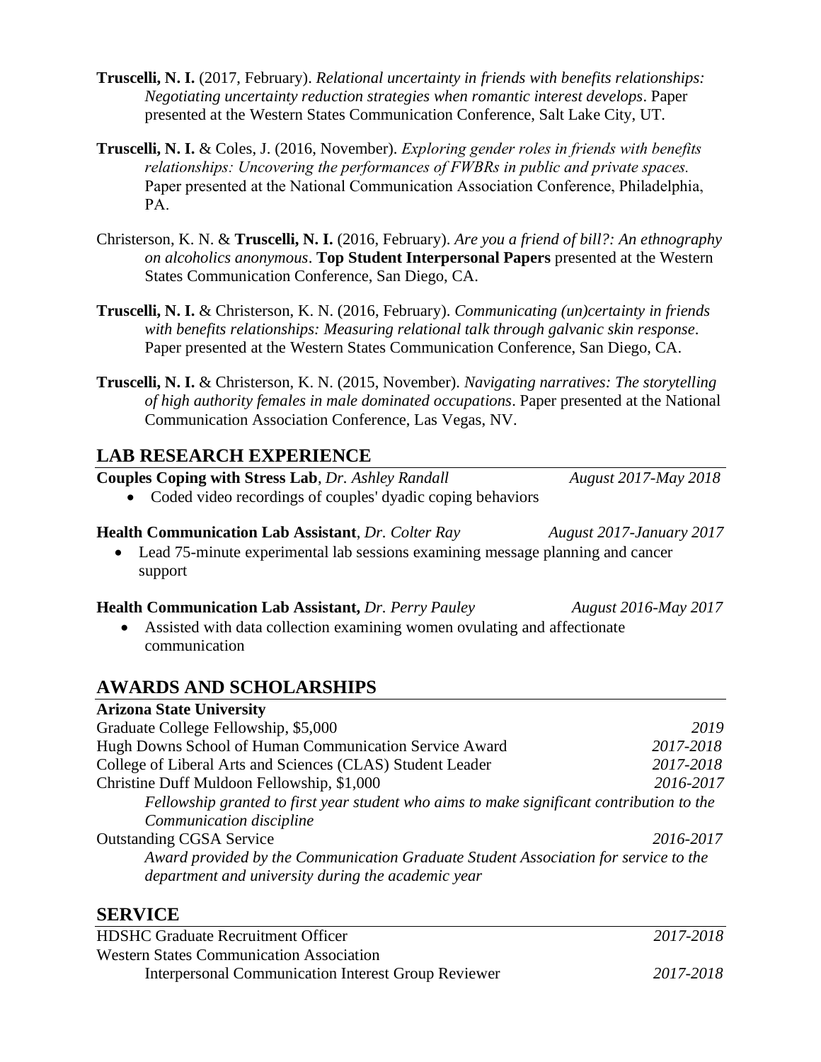**Truscelli, N. I.** (2017, February). *Relational uncertainty in friends with benefits relationships: Negotiating uncertainty reduction strategies when romantic interest develops*. Paper presented at the Western States Communication Conference, Salt Lake City, UT.

**Truscelli, N. I.** & Coles, J. (2016, November). *Exploring gender roles in friends with benefits relationships: Uncovering the performances of FWBRs in public and private spaces.* Paper presented at the National Communication Association Conference, Philadelphia, PA.

Christerson, K. N. & **Truscelli, N. I.** (2016, February). *Are you a friend of bill?: An ethnography on alcoholics anonymous*. **Top Student Interpersonal Papers** presented at the Western States Communication Conference, San Diego, CA.

**Truscelli, N. I.** & Christerson, K. N. (2016, February). *Communicating (un)certainty in friends with benefits relationships: Measuring relational talk through galvanic skin response*. Paper presented at the Western States Communication Conference, San Diego, CA.

**Truscelli, N. I.** & Christerson, K. N. (2015, November). *Navigating narratives: The storytelling of high authority females in male dominated occupations*. Paper presented at the National Communication Association Conference, Las Vegas, NV.

## LAB RESEARCH EXPERIENCE

**Couples Coping with Stress Lab**, *Dr. Ashley Randall* — *August 2017-May 2018*

- Coded video recordings of couples' dyadic coping behaviors

**Health Communication Lab Assistant**, *Dr. Colter Ray* — *August 2017-January 2017*

- Lead 75-minute experimental lab sessions examining message planning and cancer support

**Health Communication Lab Assistant,** *Dr. Perry Pauley* — *August 2016-May 2017*

- Assisted with data collection examining women ovulating and affectionate communication

## AWARDS AND SCHOLARSHIPS

**Arizona State University**

Graduate College Fellowship, $5,000 — *2019*

Hugh Downs School of Human Communication Service Award — *2017-2018*

College of Liberal Arts and Sciences (CLAS) Student Leader — *2017-2018*

Christine Duff Muldoon Fellowship, $1,000 — *2016-2017*

*Fellowship granted to first year student who aims to make significant contribution to the Communication discipline*

Outstanding CGSA Service — *2016-2017*

*Award provided by the Communication Graduate Student Association for service to the department and university during the academic year*

## SERVICE

HDSHC Graduate Recruitment Officer — *2017-2018*

Western States Communication Association

Interpersonal Communication Interest Group Reviewer — *2017-2018*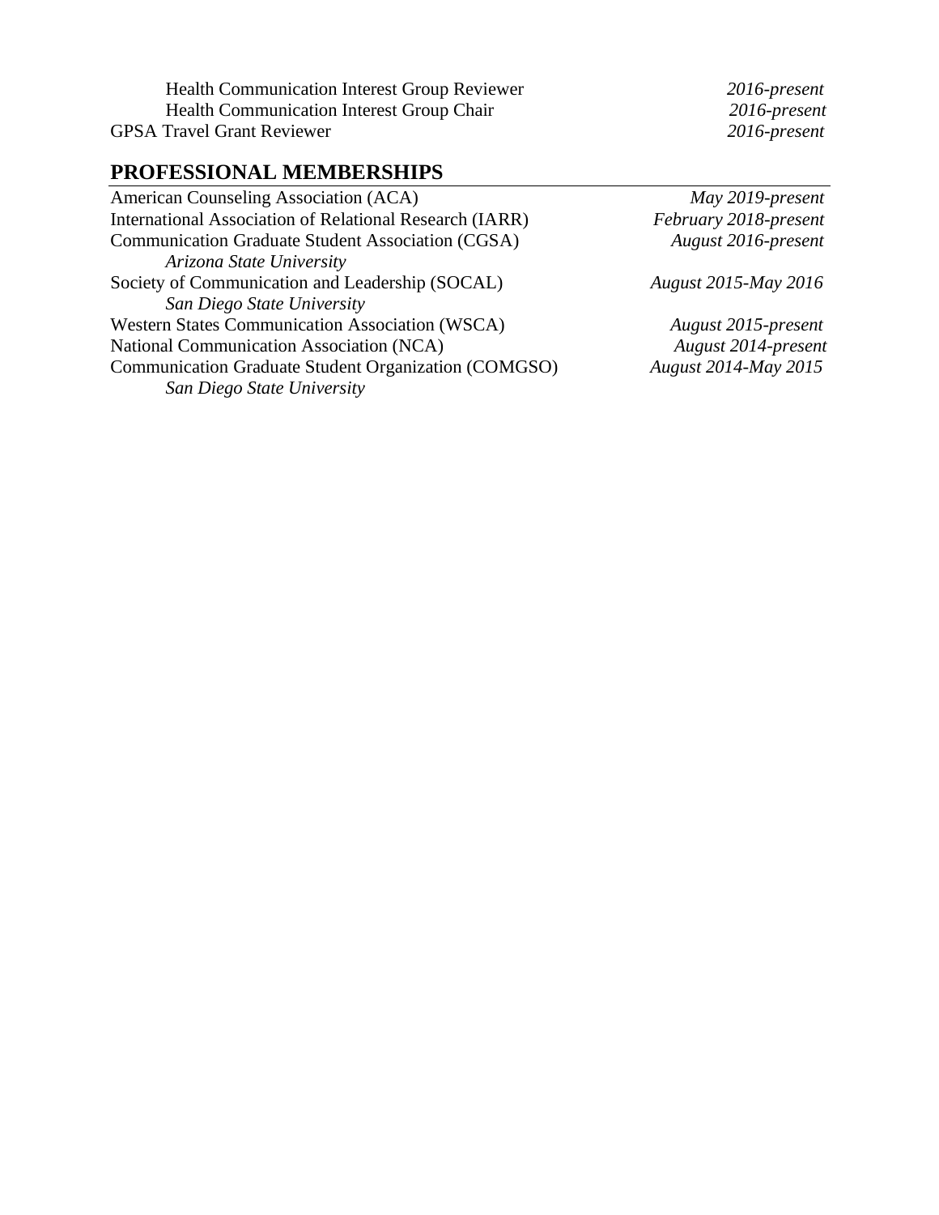Health Communication Interest Group Reviewer *2016-present*
Health Communication Interest Group Chair *2016-present*
GPSA Travel Grant Reviewer *2016-present*

## PROFESSIONAL MEMBERSHIPS

American Counseling Association (ACA) *May 2019-present*
International Association of Relational Research (IARR) *February 2018-present*
Communication Graduate Student Association (CGSA) *August 2016-present*
*Arizona State University*
Society of Communication and Leadership (SOCAL) *August 2015-May 2016*
*San Diego State University*
Western States Communication Association (WSCA) *August 2015-present*
National Communication Association (NCA) *August 2014-present*
Communication Graduate Student Organization (COMGSO) *August 2014-May 2015*
*San Diego State University*